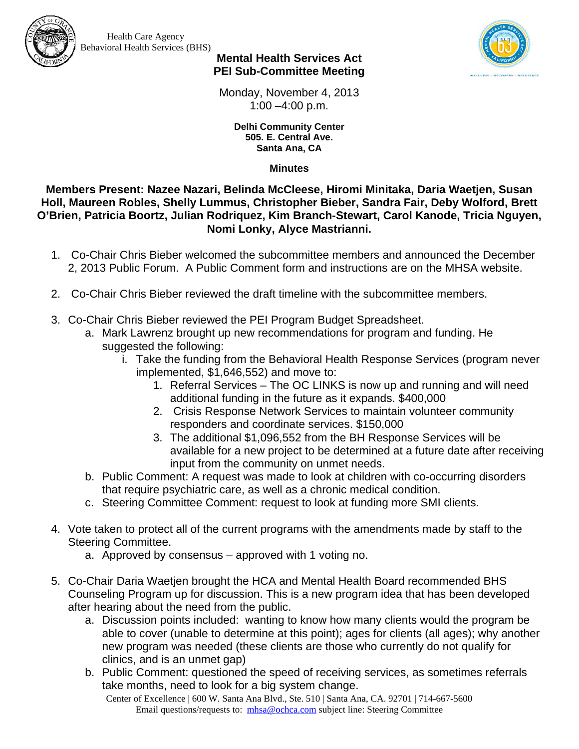Health Care Agency
Behavioral Health Services (BHS)

# Mental Health Services Act
## PEI Sub-Committee Meeting

Monday, November 4, 2013
1:00 –4:00 p.m.

**Delhi Community Center**
**505. E. Central Ave.**
**Santa Ana, CA**

**Minutes**

**Members Present: Nazee Nazari, Belinda McCleese, Hiromi Minitaka, Daria Waetjen, Susan Holl, Maureen Robles, Shelly Lummus, Christopher Bieber, Sandra Fair, Deby Wolford, Brett O'Brien, Patricia Boortz, Julian Rodriquez, Kim Branch-Stewart, Carol Kanode, Tricia Nguyen, Nomi Lonky, Alyce Mastrianni.**

1. Co-Chair Chris Bieber welcomed the subcommittee members and announced the December 2, 2013 Public Forum. A Public Comment form and instructions are on the MHSA website.

2. Co-Chair Chris Bieber reviewed the draft timeline with the subcommittee members.

3. Co-Chair Chris Bieber reviewed the PEI Program Budget Spreadsheet.
   a. Mark Lawrenz brought up new recommendations for program and funding. He suggested the following:
      i. Take the funding from the Behavioral Health Response Services (program never implemented, $1,646,552) and move to:
         1. Referral Services – The OC LINKS is now up and running and will need additional funding in the future as it expands. $400,000
         2. Crisis Response Network Services to maintain volunteer community responders and coordinate services. $150,000
         3. The additional $1,096,552 from the BH Response Services will be available for a new project to be determined at a future date after receiving input from the community on unmet needs.
   b. Public Comment: A request was made to look at children with co-occurring disorders that require psychiatric care, as well as a chronic medical condition.
   c. Steering Committee Comment: request to look at funding more SMI clients.

4. Vote taken to protect all of the current programs with the amendments made by staff to the Steering Committee.
   a. Approved by consensus – approved with 1 voting no.

5. Co-Chair Daria Waetjen brought the HCA and Mental Health Board recommended BHS Counseling Program up for discussion. This is a new program idea that has been developed after hearing about the need from the public.
   a. Discussion points included: wanting to know how many clients would the program be able to cover (unable to determine at this point); ages for clients (all ages); why another new program was needed (these clients are those who currently do not qualify for clinics, and is an unmet gap)
   b. Public Comment: questioned the speed of receiving services, as sometimes referrals take months, need to look for a big system change.

Center of Excellence | 600 W. Santa Ana Blvd., Ste. 510 | Santa Ana, CA. 92701 | 714-667-5600
Email questions/requests to: mhsa@ochca.com subject line: Steering Committee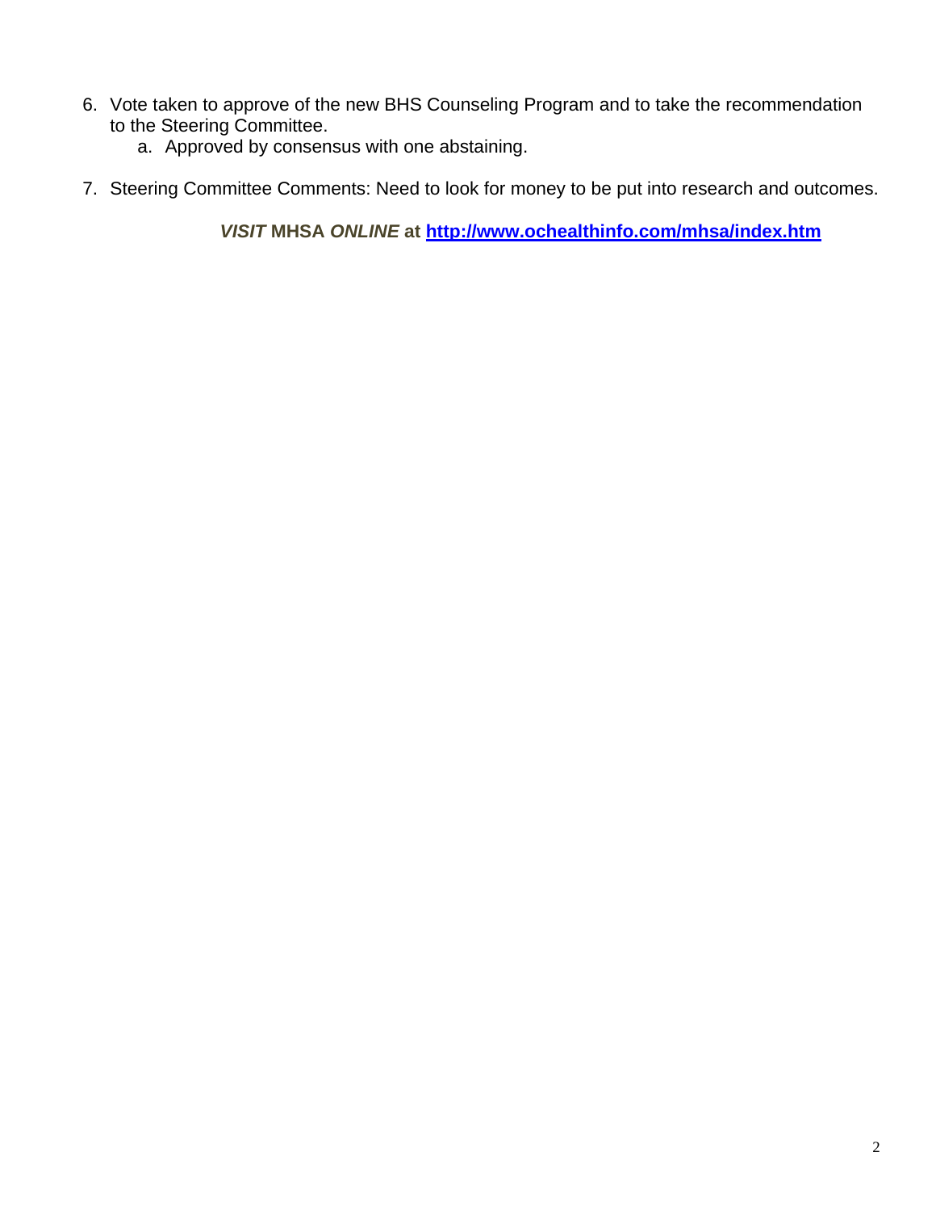6. Vote taken to approve of the new BHS Counseling Program and to take the recommendation to the Steering Committee.
   a. Approved by consensus with one abstaining.

7. Steering Committee Comments: Need to look for money to be put into research and outcomes.

***VISIT* MHSA *ONLINE* at [http://www.ochealthinfo.com/mhsa/index.htm](http://www.ochealthinfo.com/mhsa/index.htm)**